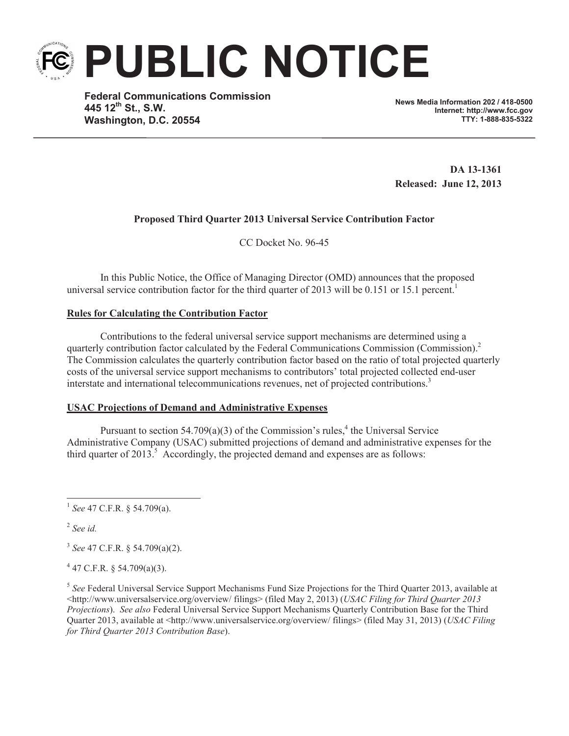# PUBLIC NOTICE

**Federal Communications Commission**
**445 12th St., S.W.**
**Washington, D.C. 20554**

**News Media Information 202 / 418-0500**
**Internet: http://www.fcc.gov**
**TTY: 1-888-835-5322**

**DA 13-1361**
**Released: June 12, 2013**

**Proposed Third Quarter 2013 Universal Service Contribution Factor**

CC Docket No. 96-45

In this Public Notice, the Office of Managing Director (OMD) announces that the proposed universal service contribution factor for the third quarter of 2013 will be 0.151 or 15.1 percent.[1]

**Rules for Calculating the Contribution Factor**

Contributions to the federal universal service support mechanisms are determined using a quarterly contribution factor calculated by the Federal Communications Commission (Commission).[2] The Commission calculates the quarterly contribution factor based on the ratio of total projected quarterly costs of the universal service support mechanisms to contributors' total projected collected end-user interstate and international telecommunications revenues, net of projected contributions.[3]

**USAC Projections of Demand and Administrative Expenses**

Pursuant to section 54.709(a)(3) of the Commission's rules,[4] the Universal Service Administrative Company (USAC) submitted projections of demand and administrative expenses for the third quarter of 2013.[5] Accordingly, the projected demand and expenses are as follows:

---

[1] *See* 47 C.F.R. § 54.709(a).

[2] *See id.*

[3] *See* 47 C.F.R. § 54.709(a)(2).

[4] 47 C.F.R. § 54.709(a)(3).

[5] *See* Federal Universal Service Support Mechanisms Fund Size Projections for the Third Quarter 2013, available at <http://www.universalservice.org/overview/ filings> (filed May 2, 2013) (*USAC Filing for Third Quarter 2013 Projections*). *See also* Federal Universal Service Support Mechanisms Quarterly Contribution Base for the Third Quarter 2013, available at <http://www.universalservice.org/overview/ filings> (filed May 31, 2013) (*USAC Filing for Third Quarter 2013 Contribution Base*).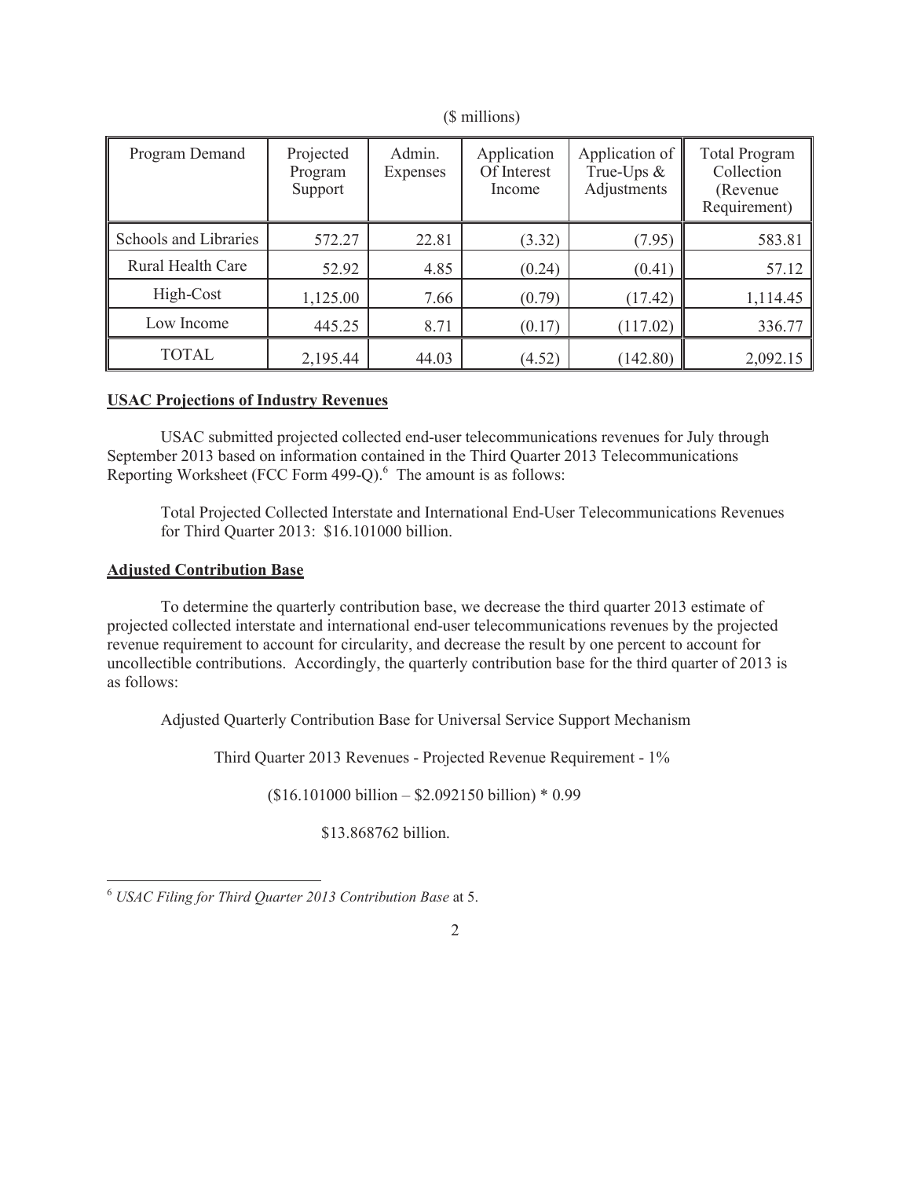($ millions)

| Program Demand | Projected Program Support | Admin. Expenses | Application Of Interest Income | Application of True-Ups & Adjustments | Total Program Collection (Revenue Requirement) |
|---|---|---|---|---|---|
| Schools and Libraries | 572.27 | 22.81 | (3.32) | (7.95) | 583.81 |
| Rural Health Care | 52.92 | 4.85 | (0.24) | (0.41) | 57.12 |
| High-Cost | 1,125.00 | 7.66 | (0.79) | (17.42) | 1,114.45 |
| Low Income | 445.25 | 8.71 | (0.17) | (117.02) | 336.77 |
| TOTAL | 2,195.44 | 44.03 | (4.52) | (142.80) | 2,092.15 |

**USAC Projections of Industry Revenues**

USAC submitted projected collected end-user telecommunications revenues for July through September 2013 based on information contained in the Third Quarter 2013 Telecommunications Reporting Worksheet (FCC Form 499-Q).[6] The amount is as follows:

Total Projected Collected Interstate and International End-User Telecommunications Revenues for Third Quarter 2013: $16.101000 billion.

**Adjusted Contribution Base**

To determine the quarterly contribution base, we decrease the third quarter 2013 estimate of projected collected interstate and international end-user telecommunications revenues by the projected revenue requirement to account for circularity, and decrease the result by one percent to account for uncollectible contributions. Accordingly, the quarterly contribution base for the third quarter of 2013 is as follows:

Adjusted Quarterly Contribution Base for Universal Service Support Mechanism

Third Quarter 2013 Revenues - Projected Revenue Requirement - 1%

($16.101000 billion – $2.092150 billion) * 0.99

$13.868762 billion.

[6] *USAC Filing for Third Quarter 2013 Contribution Base* at 5.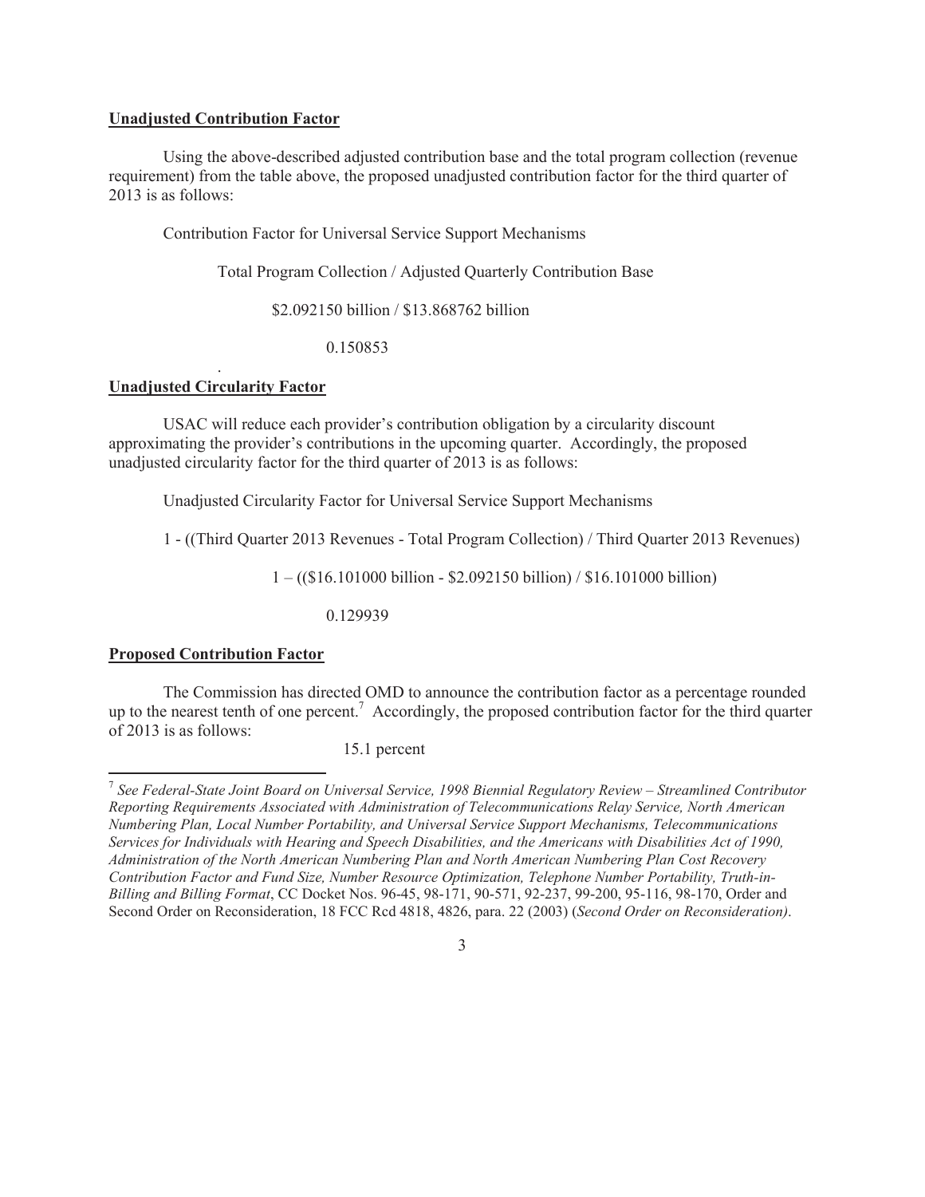**Unadjusted Contribution Factor**

Using the above-described adjusted contribution base and the total program collection (revenue requirement) from the table above, the proposed unadjusted contribution factor for the third quarter of 2013 is as follows:

Contribution Factor for Universal Service Support Mechanisms

Total Program Collection / Adjusted Quarterly Contribution Base

\$2.092150 billion / \$13.868762 billion

0.150853

**Unadjusted Circularity Factor**

USAC will reduce each provider's contribution obligation by a circularity discount approximating the provider's contributions in the upcoming quarter. Accordingly, the proposed unadjusted circularity factor for the third quarter of 2013 is as follows:

Unadjusted Circularity Factor for Universal Service Support Mechanisms

1 - ((Third Quarter 2013 Revenues - Total Program Collection) / Third Quarter 2013 Revenues)

1 – ((\$16.101000 billion - \$2.092150 billion) / \$16.101000 billion)

0.129939

**Proposed Contribution Factor**

The Commission has directed OMD to announce the contribution factor as a percentage rounded up to the nearest tenth of one percent.[7] Accordingly, the proposed contribution factor for the third quarter of 2013 is as follows:

15.1 percent

---

[7] *See Federal-State Joint Board on Universal Service, 1998 Biennial Regulatory Review – Streamlined Contributor Reporting Requirements Associated with Administration of Telecommunications Relay Service, North American Numbering Plan, Local Number Portability, and Universal Service Support Mechanisms, Telecommunications Services for Individuals with Hearing and Speech Disabilities, and the Americans with Disabilities Act of 1990, Administration of the North American Numbering Plan and North American Numbering Plan Cost Recovery Contribution Factor and Fund Size, Number Resource Optimization, Telephone Number Portability, Truth-in-Billing and Billing Format*, CC Docket Nos. 96-45, 98-171, 90-571, 92-237, 99-200, 95-116, 98-170, Order and Second Order on Reconsideration, 18 FCC Rcd 4818, 4826, para. 22 (2003) (*Second Order on Reconsideration)*.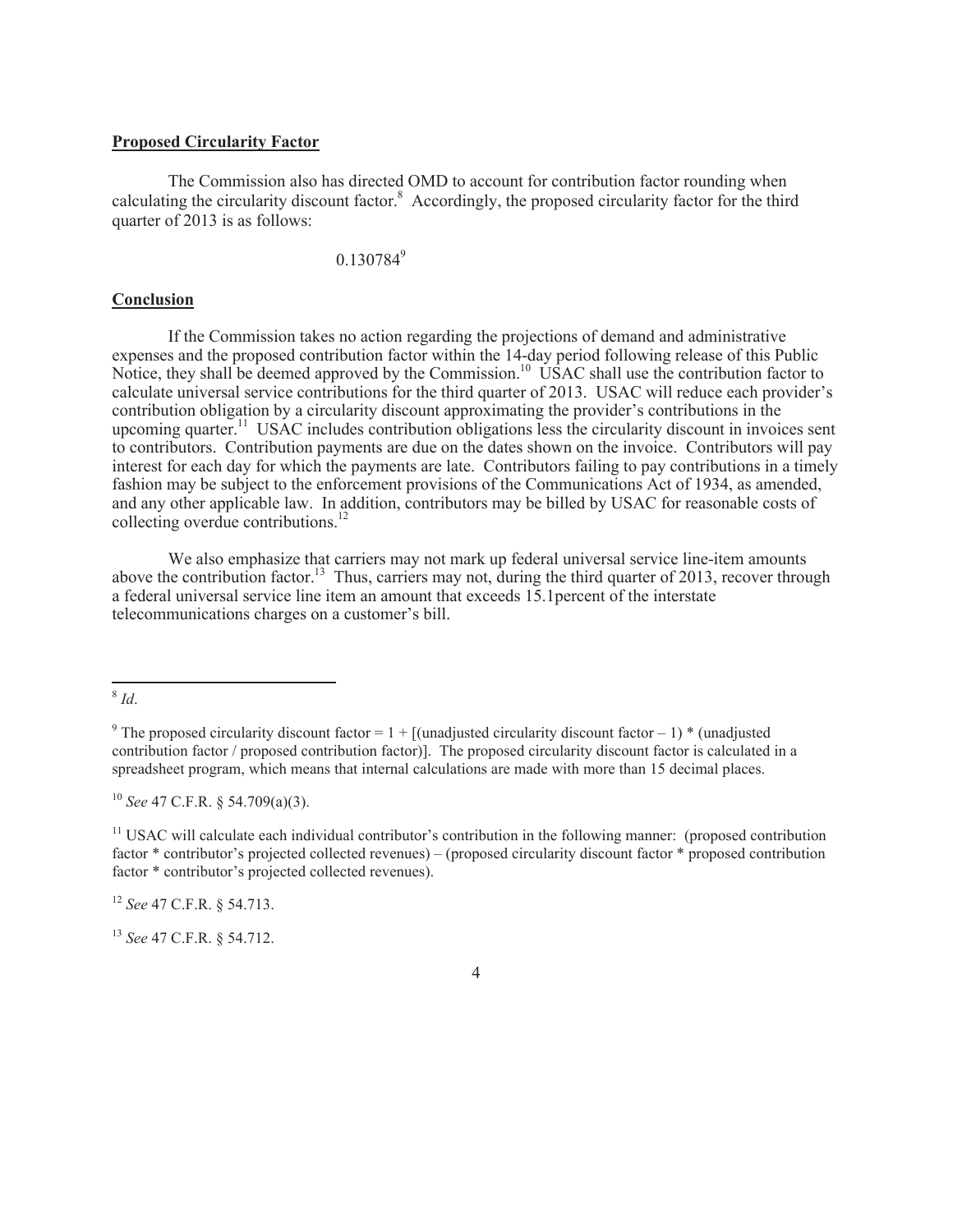**Proposed Circularity Factor**

The Commission also has directed OMD to account for contribution factor rounding when calculating the circularity discount factor.[8] Accordingly, the proposed circularity factor for the third quarter of 2013 is as follows:

0.130784[9]

**Conclusion**

If the Commission takes no action regarding the projections of demand and administrative expenses and the proposed contribution factor within the 14-day period following release of this Public Notice, they shall be deemed approved by the Commission.[10] USAC shall use the contribution factor to calculate universal service contributions for the third quarter of 2013. USAC will reduce each provider's contribution obligation by a circularity discount approximating the provider's contributions in the upcoming quarter.[11] USAC includes contribution obligations less the circularity discount in invoices sent to contributors. Contribution payments are due on the dates shown on the invoice. Contributors will pay interest for each day for which the payments are late. Contributors failing to pay contributions in a timely fashion may be subject to the enforcement provisions of the Communications Act of 1934, as amended, and any other applicable law. In addition, contributors may be billed by USAC for reasonable costs of collecting overdue contributions.[12]

We also emphasize that carriers may not mark up federal universal service line-item amounts above the contribution factor.[13] Thus, carriers may not, during the third quarter of 2013, recover through a federal universal service line item an amount that exceeds 15.1percent of the interstate telecommunications charges on a customer's bill.

---

[8] *Id*.

[9] The proposed circularity discount factor = 1 + [(unadjusted circularity discount factor – 1) * (unadjusted contribution factor / proposed contribution factor)]. The proposed circularity discount factor is calculated in a spreadsheet program, which means that internal calculations are made with more than 15 decimal places.

[10] *See* 47 C.F.R. § 54.709(a)(3).

[11] USAC will calculate each individual contributor's contribution in the following manner: (proposed contribution factor * contributor's projected collected revenues) – (proposed circularity discount factor * proposed contribution factor * contributor's projected collected revenues).

[12] *See* 47 C.F.R. § 54.713.

[13] *See* 47 C.F.R. § 54.712.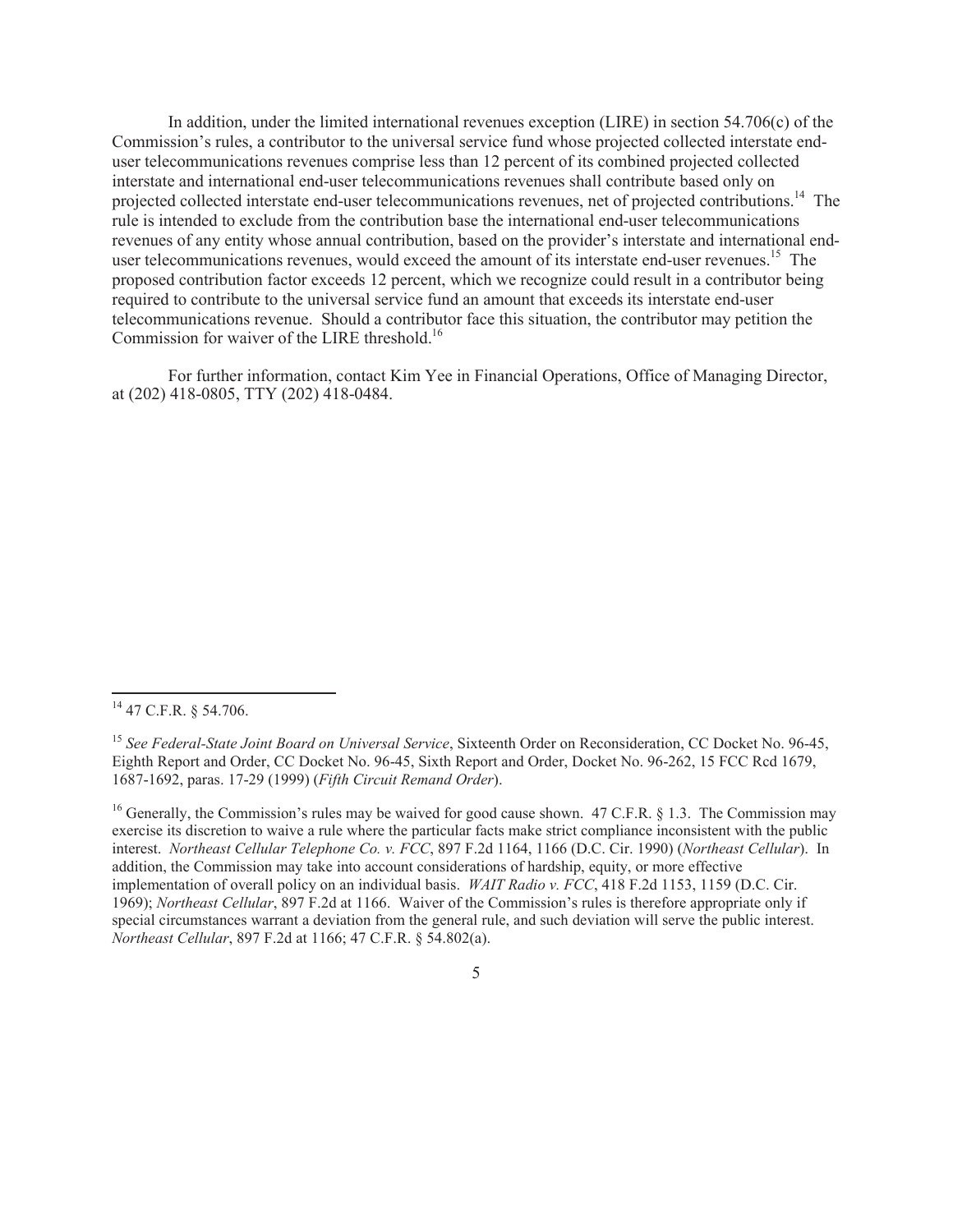In addition, under the limited international revenues exception (LIRE) in section 54.706(c) of the Commission's rules, a contributor to the universal service fund whose projected collected interstate end-user telecommunications revenues comprise less than 12 percent of its combined projected collected interstate and international end-user telecommunications revenues shall contribute based only on projected collected interstate end-user telecommunications revenues, net of projected contributions.[14] The rule is intended to exclude from the contribution base the international end-user telecommunications revenues of any entity whose annual contribution, based on the provider's interstate and international end-user telecommunications revenues, would exceed the amount of its interstate end-user revenues.[15] The proposed contribution factor exceeds 12 percent, which we recognize could result in a contributor being required to contribute to the universal service fund an amount that exceeds its interstate end-user telecommunications revenue. Should a contributor face this situation, the contributor may petition the Commission for waiver of the LIRE threshold.[16]

For further information, contact Kim Yee in Financial Operations, Office of Managing Director, at (202) 418-0805, TTY (202) 418-0484.

---

[14] 47 C.F.R. § 54.706.

[15] *See Federal-State Joint Board on Universal Service*, Sixteenth Order on Reconsideration, CC Docket No. 96-45, Eighth Report and Order, CC Docket No. 96-45, Sixth Report and Order, Docket No. 96-262, 15 FCC Rcd 1679, 1687-1692, paras. 17-29 (1999) (*Fifth Circuit Remand Order*).

[16] Generally, the Commission's rules may be waived for good cause shown. 47 C.F.R. § 1.3. The Commission may exercise its discretion to waive a rule where the particular facts make strict compliance inconsistent with the public interest. *Northeast Cellular Telephone Co. v. FCC*, 897 F.2d 1164, 1166 (D.C. Cir. 1990) (*Northeast Cellular*). In addition, the Commission may take into account considerations of hardship, equity, or more effective implementation of overall policy on an individual basis. *WAIT Radio v. FCC*, 418 F.2d 1153, 1159 (D.C. Cir. 1969); *Northeast Cellular*, 897 F.2d at 1166. Waiver of the Commission's rules is therefore appropriate only if special circumstances warrant a deviation from the general rule, and such deviation will serve the public interest. *Northeast Cellular*, 897 F.2d at 1166; 47 C.F.R. § 54.802(a).